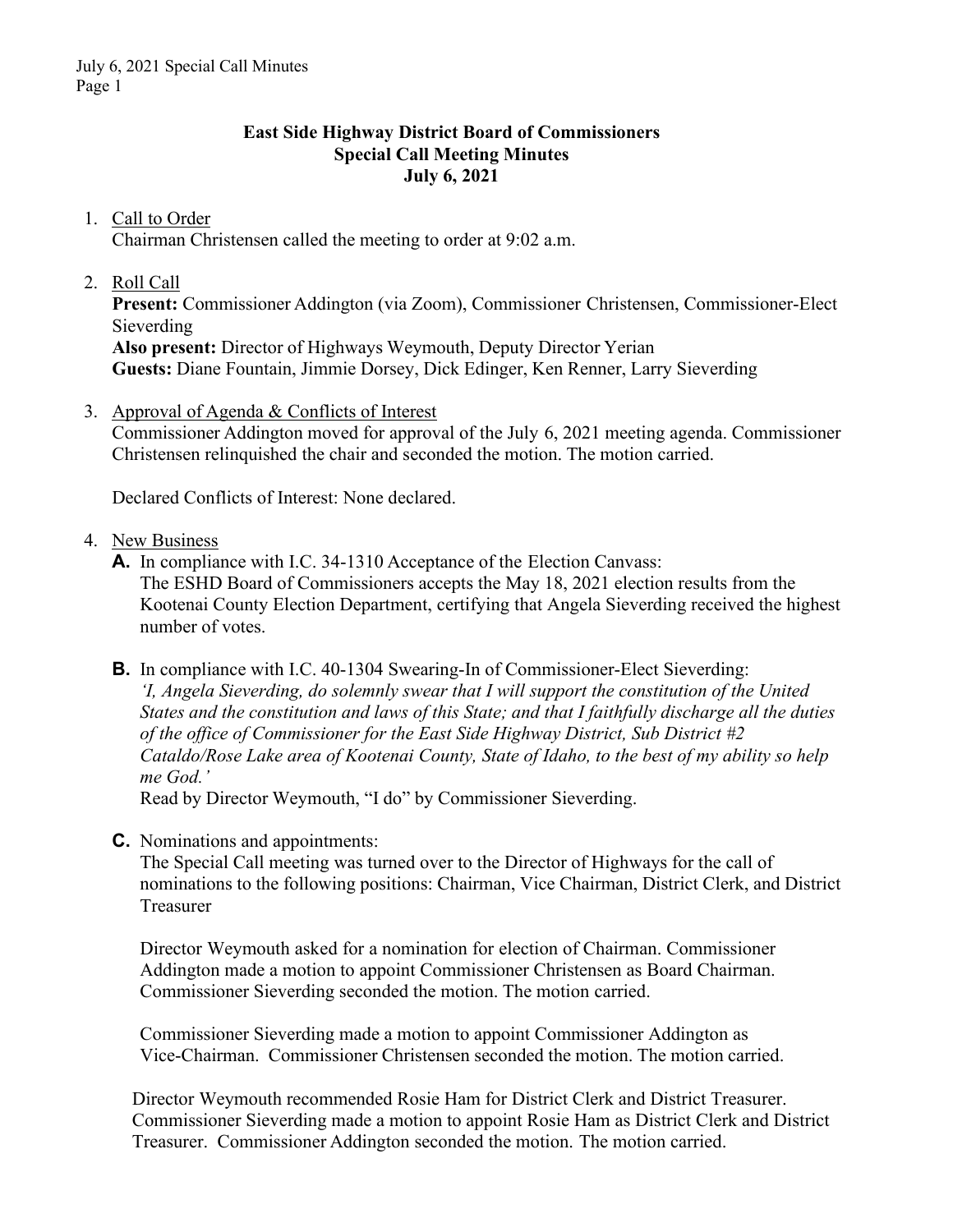**East Side Highway District Board of Commissioners**
**Special Call Meeting Minutes**
**July 6, 2021**

1. Call to Order
   Chairman Christensen called the meeting to order at 9:02 a.m.

2. Roll Call
   **Present:** Commissioner Addington (via Zoom), Commissioner Christensen, Commissioner-Elect Sieverding
   **Also present:** Director of Highways Weymouth, Deputy Director Yerian
   **Guests:** Diane Fountain, Jimmie Dorsey, Dick Edinger, Ken Renner, Larry Sieverding

3. Approval of Agenda & Conflicts of Interest
   Commissioner Addington moved for approval of the July 6, 2021 meeting agenda. Commissioner Christensen relinquished the chair and seconded the motion. The motion carried.

   Declared Conflicts of Interest: None declared.

4. New Business
   **A.** In compliance with I.C. 34-1310 Acceptance of the Election Canvass:
   The ESHD Board of Commissioners accepts the May 18, 2021 election results from the Kootenai County Election Department, certifying that Angela Sieverding received the highest number of votes.

   **B.** In compliance with I.C. 40-1304 Swearing-In of Commissioner-Elect Sieverding:
   *'I, Angela Sieverding, do solemnly swear that I will support the constitution of the United States and the constitution and laws of this State; and that I faithfully discharge all the duties of the office of Commissioner for the East Side Highway District, Sub District #2 Cataldo/Rose Lake area of Kootenai County, State of Idaho, to the best of my ability so help me God.'*
   Read by Director Weymouth, "I do" by Commissioner Sieverding.

   **C.** Nominations and appointments:
   The Special Call meeting was turned over to the Director of Highways for the call of nominations to the following positions: Chairman, Vice Chairman, District Clerk, and District Treasurer

   Director Weymouth asked for a nomination for election of Chairman. Commissioner Addington made a motion to appoint Commissioner Christensen as Board Chairman. Commissioner Sieverding seconded the motion. The motion carried.

   Commissioner Sieverding made a motion to appoint Commissioner Addington as Vice-Chairman. Commissioner Christensen seconded the motion. The motion carried.

   Director Weymouth recommended Rosie Ham for District Clerk and District Treasurer. Commissioner Sieverding made a motion to appoint Rosie Ham as District Clerk and District Treasurer. Commissioner Addington seconded the motion. The motion carried.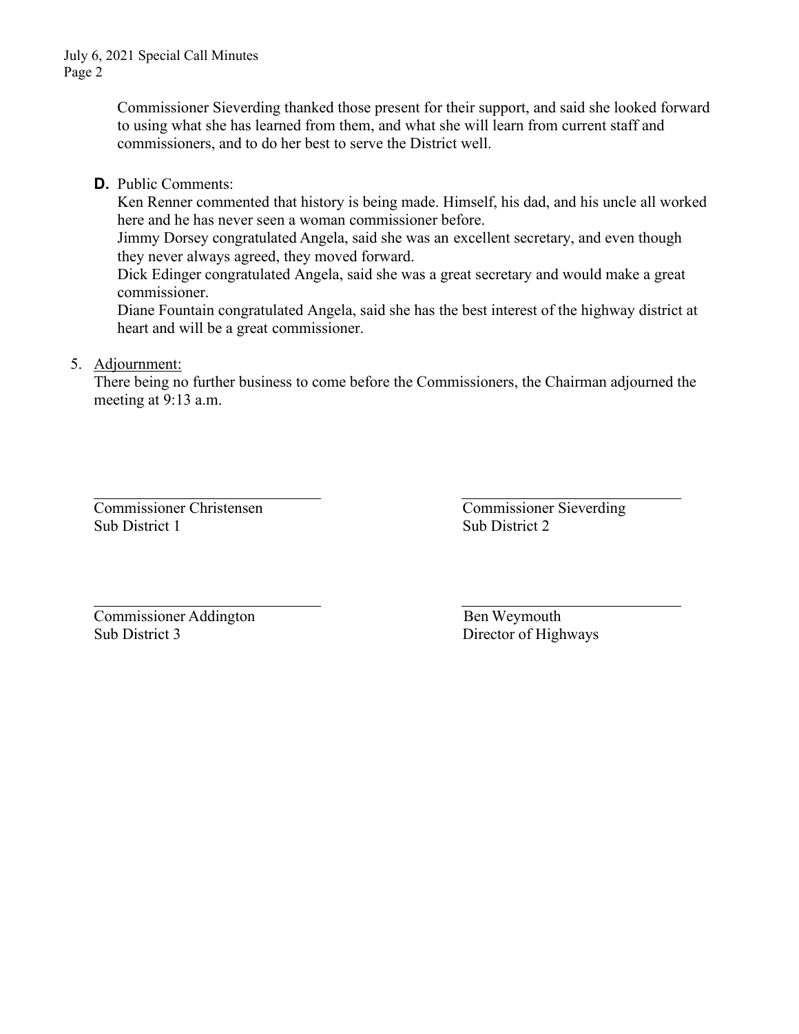Commissioner Sieverding thanked those present for their support, and said she looked forward to using what she has learned from them, and what she will learn from current staff and commissioners, and to do her best to serve the District well.

**D.** Public Comments:

Ken Renner commented that history is being made. Himself, his dad, and his uncle all worked here and he has never seen a woman commissioner before.

Jimmy Dorsey congratulated Angela, said she was an excellent secretary, and even though they never always agreed, they moved forward.

Dick Edinger congratulated Angela, said she was a great secretary and would make a great commissioner.

Diane Fountain congratulated Angela, said she has the best interest of the highway district at heart and will be a great commissioner.

5. <u>Adjournment:</u>

There being no further business to come before the Commissioners, the Chairman adjourned the meeting at 9:13 a.m.

\_\_\_\_\_\_\_\_\_\_\_\_\_\_\_\_\_\_\_\_\_\_\_\_\_\_\_\_
Commissioner Christensen
Sub District 1

\_\_\_\_\_\_\_\_\_\_\_\_\_\_\_\_\_\_\_\_\_\_\_\_\_\_\_\_
Commissioner Sieverding
Sub District 2

\_\_\_\_\_\_\_\_\_\_\_\_\_\_\_\_\_\_\_\_\_\_\_\_\_\_\_\_
Commissioner Addington
Sub District 3

\_\_\_\_\_\_\_\_\_\_\_\_\_\_\_\_\_\_\_\_\_\_\_\_\_\_\_\_
Ben Weymouth
Director of Highways